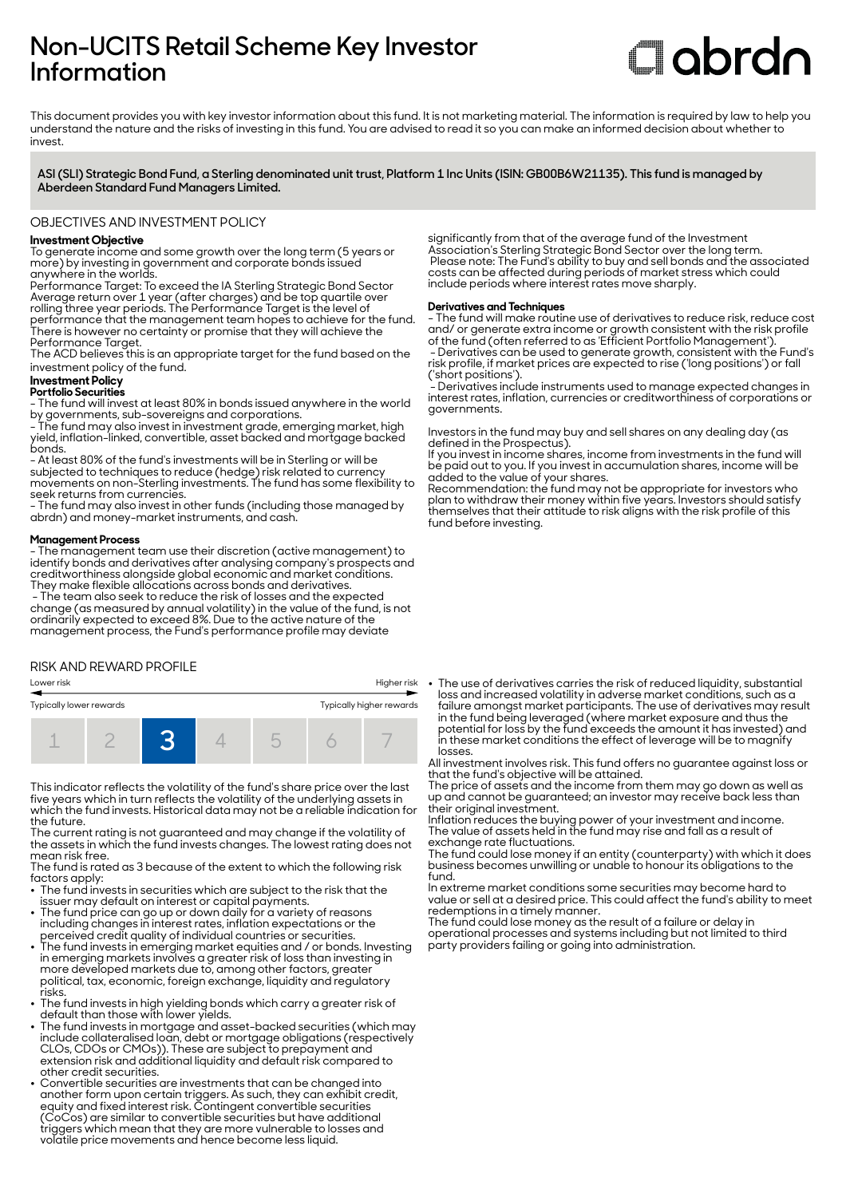# Non-UCITS Retail Scheme Key Investor Information

abrdn

This document provides you with key investor information about this fund. It is not marketing material. The information is required by law to help you understand the nature and the risks of investing in this fund. You are advised to read it so you can make an informed decision about whether to invest.

**ASI (SLI) Strategic Bond Fund, a Sterling denominated unit trust, Platform 1 Inc Units (ISIN: GB00B6W21135). This fund is managed by Aberdeen Standard Fund Managers Limited.**

## OBJECTIVES AND INVESTMENT POLICY

**Investment Objective**

To generate income and some growth over the long term (5 years or more) by investing in government and corporate bonds issued anywhere in the worlds.

Performance Target: To exceed the IA Sterling Strategic Bond Sector Average return over 1 year (after charges) and be top quartile over rolling three year periods. The Performance Target is the level of performance that the management team hopes to achieve for the fund. There is however no certainty or promise that they will achieve the Performance Target.

The ACD believes this is an appropriate target for the fund based on the investment policy of the fund.

**Investment Policy**

**Portfolio Securities**

- The fund will invest at least 80% in bonds issued anywhere in the world by governments, sub-sovereigns and corporations.
- The fund may also invest in investment grade, emerging market, high yield, inflation-linked, convertible, asset backed and mortgage backed bonds.
- At least 80% of the fund's investments will be in Sterling or will be subjected to techniques to reduce (hedge) risk related to currency movements on non-Sterling investments. The fund has some flexibility to seek returns from currencies.
- The fund may also invest in other funds (including those managed by abrdn) and money-market instruments, and cash.

**Management Process**

- The management team use their discretion (active management) to identify bonds and derivatives after analysing company's prospects and creditworthiness alongside global economic and market conditions. They make flexible allocations across bonds and derivatives.
- The team also seek to reduce the risk of losses and the expected change (as measured by annual volatility) in the value of the fund, is not ordinarily expected to exceed 8%. Due to the active nature of the management process, the Fund's performance profile may deviate significantly from that of the average fund of the Investment Association's Sterling Strategic Bond Sector over the long term.

Please note: The Fund's ability to buy and sell bonds and the associated costs can be affected during periods of market stress which could include periods where interest rates move sharply.

**Derivatives and Techniques**

- The fund will make routine use of derivatives to reduce risk, reduce cost and/ or generate extra income or growth consistent with the risk profile of the fund (often referred to as 'Efficient Portfolio Management').
- Derivatives can be used to generate growth, consistent with the Fund's risk profile, if market prices are expected to rise ('long positions') or fall ('short positions').
- Derivatives include instruments used to manage expected changes in interest rates, inflation, currencies or creditworthiness of corporations or governments.

Investors in the fund may buy and sell shares on any dealing day (as defined in the Prospectus).

If you invest in income shares, income from investments in the fund will be paid out to you. If you invest in accumulation shares, income will be added to the value of your shares.

Recommendation: the fund may not be appropriate for investors who plan to withdraw their money within five years. Investors should satisfy themselves that their attitude to risk aligns with the risk profile of this fund before investing.

## RISK AND REWARD PROFILE

Lower risk — Higher risk

Typically lower rewards — Typically higher rewards

| 1 | 2 | **3** | 4 | 5 | 6 | 7 |
|---|---|---|---|---|---|---|

This indicator reflects the volatility of the fund's share price over the last five years which in turn reflects the volatility of the underlying assets in which the fund invests. Historical data may not be a reliable indication for the future.

The current rating is not guaranteed and may change if the volatility of the assets in which the fund invests changes. The lowest rating does not mean risk free.

The fund is rated as 3 because of the extent to which the following risk factors apply:

- The fund invests in securities which are subject to the risk that the issuer may default on interest or capital payments.
- The fund price can go up or down daily for a variety of reasons including changes in interest rates, inflation expectations or the perceived credit quality of individual countries or securities.
- The fund invests in emerging market equities and / or bonds. Investing in emerging markets involves a greater risk of loss than investing in more developed markets due to, among other factors, greater political, tax, economic, foreign exchange, liquidity and regulatory risks.
- The fund invests in high yielding bonds which carry a greater risk of default than those with lower yields.
- The fund invests in mortgage and asset-backed securities (which may include collateralised loan, debt or mortgage obligations (respectively CLOs, CDOs or CMOs)). These are subject to prepayment and extension risk and additional liquidity and default risk compared to other credit securities.
- Convertible securities are investments that can be changed into another form upon certain triggers. As such, they can exhibit credit, equity and fixed interest risk. Contingent convertible securities (CoCos) are similar to convertible securities but have additional triggers which mean that they are more vulnerable to losses and volatile price movements and hence become less liquid.
- The use of derivatives carries the risk of reduced liquidity, substantial loss and increased volatility in adverse market conditions, such as a failure amongst market participants. The use of derivatives may result in the fund being leveraged (where market exposure and thus the potential for loss by the fund exceeds the amount it has invested) and in these market conditions the effect of leverage will be to magnify losses.

All investment involves risk. This fund offers no guarantee against loss or that the fund's objective will be attained.

The price of assets and the income from them may go down as well as up and cannot be guaranteed; an investor may receive back less than their original investment.

Inflation reduces the buying power of your investment and income.

The value of assets held in the fund may rise and fall as a result of exchange rate fluctuations.

The fund could lose money if an entity (counterparty) with which it does business becomes unwilling or unable to honour its obligations to the fund.

In extreme market conditions some securities may become hard to value or sell at a desired price. This could affect the fund's ability to meet redemptions in a timely manner.

The fund could lose money as the result of a failure or delay in operational processes and systems including but not limited to third party providers failing or going into administration.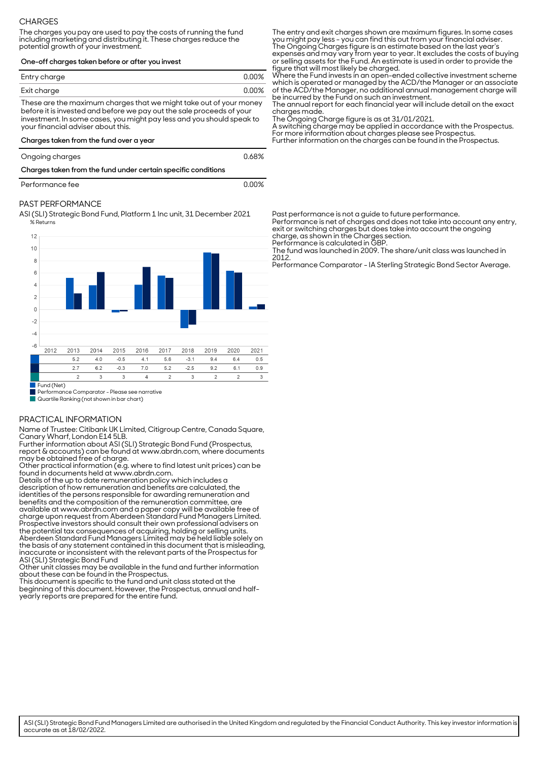## CHARGES

The charges you pay are used to pay the costs of running the fund including marketing and distributing it. These charges reduce the potential growth of your investment.

**One-off charges taken before or after you invest**

| | |
|---|---|
| Entry charge | 0.00% |
| Exit charge | 0.00% |

These are the maximum charges that we might take out of your money before it is invested and before we pay out the sale proceeds of your investment. In some cases, you might pay less and you should speak to your financial adviser about this.

**Charges taken from the fund over a year**

| | |
|---|---|
| Ongoing charges | 0.68% |

**Charges taken from the fund under certain specific conditions**

| | |
|---|---|
| Performance fee | 0.00% |

The entry and exit charges shown are maximum figures. In some cases you might pay less - you can find this out from your financial adviser.
The Ongoing Charges figure is an estimate based on the last year's expenses and may vary from year to year. It excludes the costs of buying or selling assets for the Fund. An estimate is used in order to provide the figure that will most likely be charged.
Where the Fund invests in an open-ended collective investment scheme which is operated or managed by the ACD/the Manager or an associate of the ACD/the Manager, no additional annual management charge will be incurred by the Fund on such an investment.
The annual report for each financial year will include detail on the exact charges made.
The Ongoing Charge figure is as at 31/01/2021.
A switching charge may be applied in accordance with the Prospectus.
For more information about charges please see Prospectus.
Further information on the charges can be found in the Prospectus.

## PAST PERFORMANCE

ASI (SLI) Strategic Bond Fund, Platform 1 Inc unit, 31 December 2021

% Returns

12
10
8
6
4
2
0
-2
-4
-6

| | 2012 | 2013 | 2014 | 2015 | 2016 | 2017 | 2018 | 2019 | 2020 | 2021 |
|---|---|---|---|---|---|---|---|---|---|---|
| Fund (Net) | | 5.2 | 4.0 | -0.5 | 4.1 | 5.6 | -3.1 | 9.4 | 6.4 | 0.5 |
| Performance Comparator | | 2.7 | 6.2 | -0.3 | 7.0 | 5.2 | -2.5 | 9.2 | 6.1 | 0.9 |
| Quartile Ranking | | 2 | 3 | 3 | 4 | 2 | 3 | 2 | 2 | 3 |

Fund (Net)
Performance Comparator - Please see narrative
Quartile Ranking (not shown in bar chart)

Past performance is not a guide to future performance.
Performance is net of charges and does not take into account any entry, exit or switching charges but does take into account the ongoing charge, as shown in the Charges section.
Performance is calculated in GBP.
The fund was launched in 2009. The share/unit class was launched in 2012.
Performance Comparator - IA Sterling Strategic Bond Sector Average.

## PRACTICAL INFORMATION

Name of Trustee: Citibank UK Limited, Citigroup Centre, Canada Square, Canary Wharf, London E14 5LB.
Further information about ASI (SLI) Strategic Bond Fund (Prospectus, report & accounts) can be found at www.abrdn.com, where documents may be obtained free of charge.
Other practical information (e.g. where to find latest unit prices) can be found in documents held at www.abrdn.com.
Details of the up to date remuneration policy which includes a description of how remuneration and benefits are calculated, the identities of the persons responsible for awarding remuneration and benefits and the composition of the remuneration committee, are available at www.abrdn.com and a paper copy will be available free of charge upon request from Aberdeen Standard Fund Managers Limited.
Prospective investors should consult their own professional advisers on the potential tax consequences of acquiring, holding or selling units.
Aberdeen Standard Fund Managers Limited may be held liable solely on the basis of any statement contained in this document that is misleading, inaccurate or inconsistent with the relevant parts of the Prospectus for ASI (SLI) Strategic Bond Fund
Other unit classes may be available in the fund and further information about these can be found in the Prospectus.
This document is specific to the fund and unit class stated at the beginning of this document. However, the Prospectus, annual and half-yearly reports are prepared for the entire fund.

ASI (SLI) Strategic Bond Fund Managers Limited are authorised in the United Kingdom and regulated by the Financial Conduct Authority. This key investor information is accurate as at 18/02/2022.